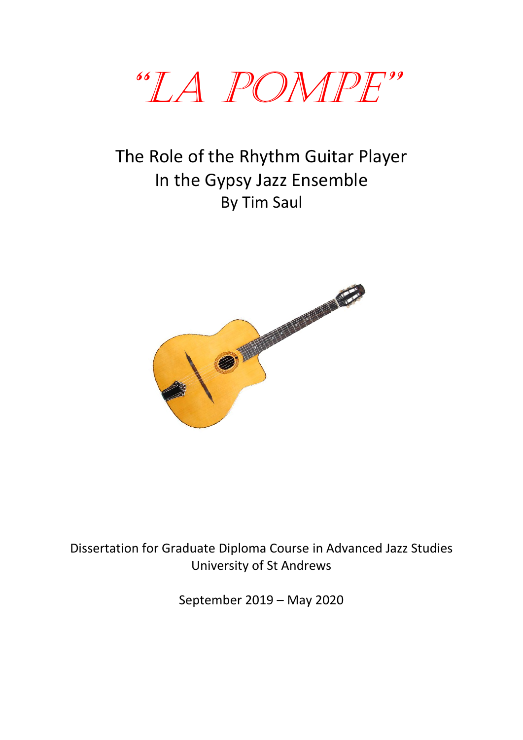# "LA POMPE"

## The Role of the Rhythm Guitar Player In the Gypsy Jazz Ensemble

By Tim Saul

Dissertation for Graduate Diploma Course in Advanced Jazz Studies
University of St Andrews

September 2019 – May 2020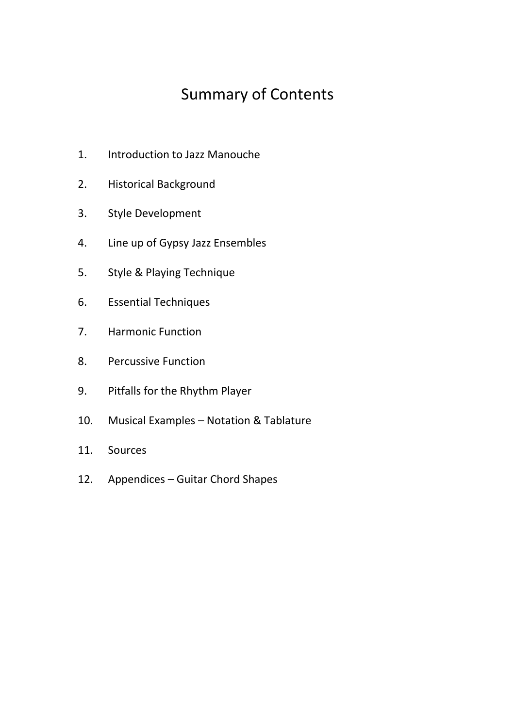# Summary of Contents

1. Introduction to Jazz Manouche
2. Historical Background
3. Style Development
4. Line up of Gypsy Jazz Ensembles
5. Style & Playing Technique
6. Essential Techniques
7. Harmonic Function
8. Percussive Function
9. Pitfalls for the Rhythm Player
10. Musical Examples – Notation & Tablature
11. Sources
12. Appendices – Guitar Chord Shapes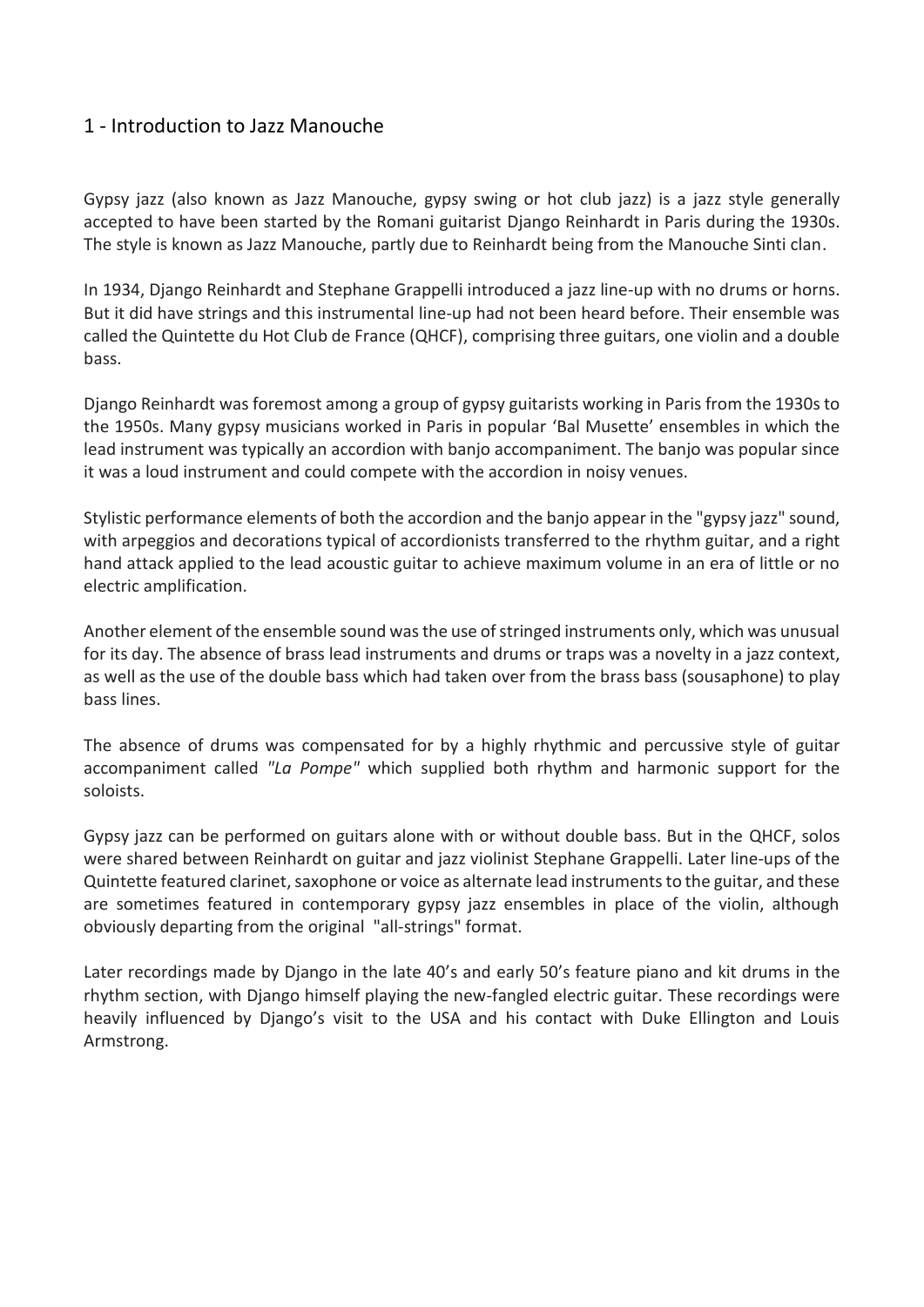## 1 - Introduction to Jazz Manouche

Gypsy jazz (also known as Jazz Manouche, gypsy swing or hot club jazz) is a jazz style generally accepted to have been started by the Romani guitarist Django Reinhardt in Paris during the 1930s. The style is known as Jazz Manouche, partly due to Reinhardt being from the Manouche Sinti clan.

In 1934, Django Reinhardt and Stephane Grappelli introduced a jazz line-up with no drums or horns. But it did have strings and this instrumental line-up had not been heard before. Their ensemble was called the Quintette du Hot Club de France (QHCF), comprising three guitars, one violin and a double bass.

Django Reinhardt was foremost among a group of gypsy guitarists working in Paris from the 1930s to the 1950s. Many gypsy musicians worked in Paris in popular 'Bal Musette' ensembles in which the lead instrument was typically an accordion with banjo accompaniment. The banjo was popular since it was a loud instrument and could compete with the accordion in noisy venues.

Stylistic performance elements of both the accordion and the banjo appear in the "gypsy jazz" sound, with arpeggios and decorations typical of accordionists transferred to the rhythm guitar, and a right hand attack applied to the lead acoustic guitar to achieve maximum volume in an era of little or no electric amplification.

Another element of the ensemble sound was the use of stringed instruments only, which was unusual for its day. The absence of brass lead instruments and drums or traps was a novelty in a jazz context, as well as the use of the double bass which had taken over from the brass bass (sousaphone) to play bass lines.

The absence of drums was compensated for by a highly rhythmic and percussive style of guitar accompaniment called *"La Pompe"* which supplied both rhythm and harmonic support for the soloists.

Gypsy jazz can be performed on guitars alone with or without double bass. But in the QHCF, solos were shared between Reinhardt on guitar and jazz violinist Stephane Grappelli. Later line-ups of the Quintette featured clarinet, saxophone or voice as alternate lead instruments to the guitar, and these are sometimes featured in contemporary gypsy jazz ensembles in place of the violin, although obviously departing from the original "all-strings" format.

Later recordings made by Django in the late 40's and early 50's feature piano and kit drums in the rhythm section, with Django himself playing the new-fangled electric guitar. These recordings were heavily influenced by Django's visit to the USA and his contact with Duke Ellington and Louis Armstrong.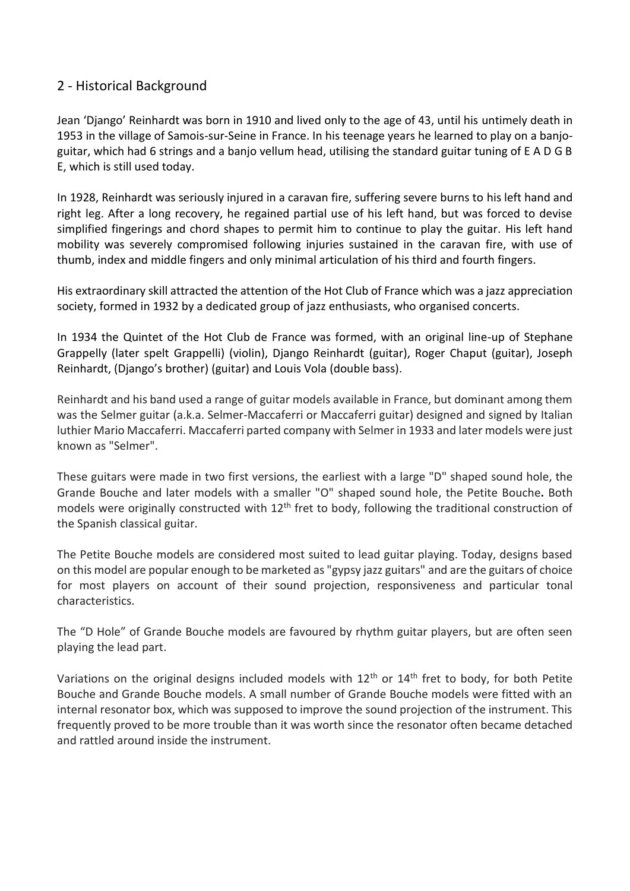## 2 - Historical Background

Jean 'Django' Reinhardt was born in 1910 and lived only to the age of 43, until his untimely death in 1953 in the village of Samois-sur-Seine in France. In his teenage years he learned to play on a banjo-guitar, which had 6 strings and a banjo vellum head, utilising the standard guitar tuning of E A D G B E, which is still used today.

In 1928, Reinhardt was seriously injured in a caravan fire, suffering severe burns to his left hand and right leg. After a long recovery, he regained partial use of his left hand, but was forced to devise simplified fingerings and chord shapes to permit him to continue to play the guitar. His left hand mobility was severely compromised following injuries sustained in the caravan fire, with use of thumb, index and middle fingers and only minimal articulation of his third and fourth fingers.

His extraordinary skill attracted the attention of the Hot Club of France which was a jazz appreciation society, formed in 1932 by a dedicated group of jazz enthusiasts, who organised concerts.

In 1934 the Quintet of the Hot Club de France was formed, with an original line-up of Stephane Grappelly (later spelt Grappelli) (violin), Django Reinhardt (guitar), Roger Chaput (guitar), Joseph Reinhardt, (Django's brother) (guitar) and Louis Vola (double bass).

Reinhardt and his band used a range of guitar models available in France, but dominant among them was the Selmer guitar (a.k.a. Selmer-Maccaferri or Maccaferri guitar) designed and signed by Italian luthier Mario Maccaferri. Maccaferri parted company with Selmer in 1933 and later models were just known as "Selmer".

These guitars were made in two first versions, the earliest with a large "D" shaped sound hole, the Grande Bouche and later models with a smaller "O" shaped sound hole, the Petite Bouche**.** Both models were originally constructed with 12th fret to body, following the traditional construction of the Spanish classical guitar.

The Petite Bouche models are considered most suited to lead guitar playing. Today, designs based on this model are popular enough to be marketed as "gypsy jazz guitars" and are the guitars of choice for most players on account of their sound projection, responsiveness and particular tonal characteristics.

The "D Hole" of Grande Bouche models are favoured by rhythm guitar players, but are often seen playing the lead part.

Variations on the original designs included models with 12th or 14th fret to body, for both Petite Bouche and Grande Bouche models. A small number of Grande Bouche models were fitted with an internal resonator box, which was supposed to improve the sound projection of the instrument. This frequently proved to be more trouble than it was worth since the resonator often became detached and rattled around inside the instrument.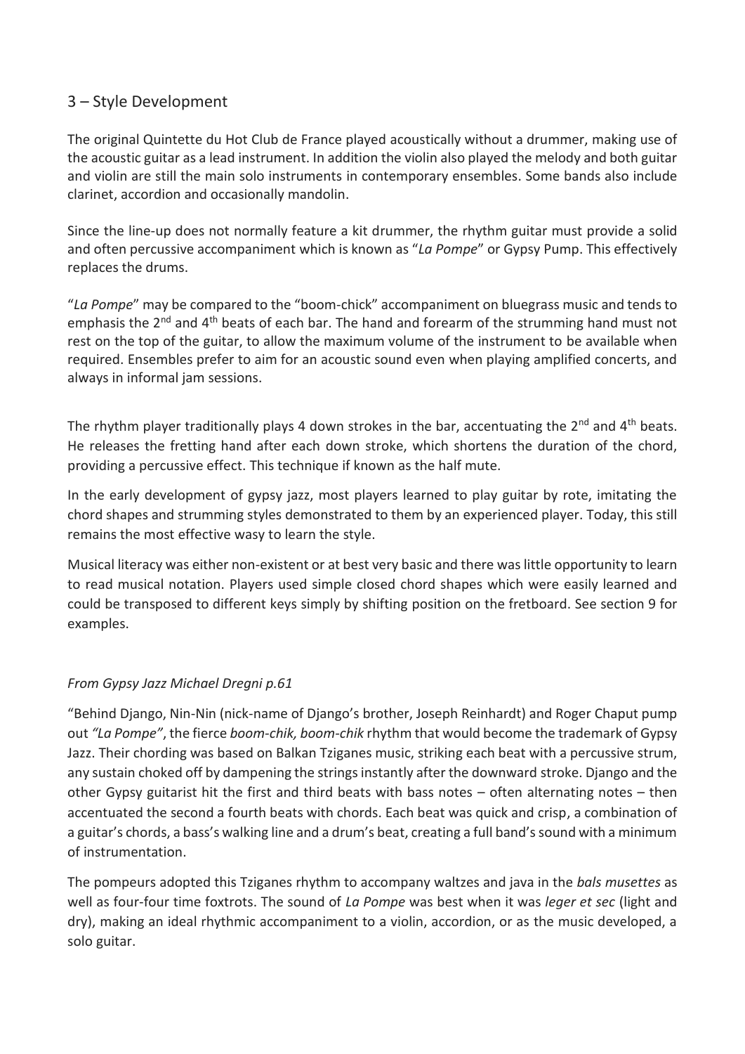## 3 – Style Development

The original Quintette du Hot Club de France played acoustically without a drummer, making use of the acoustic guitar as a lead instrument. In addition the violin also played the melody and both guitar and violin are still the main solo instruments in contemporary ensembles. Some bands also include clarinet, accordion and occasionally mandolin.

Since the line-up does not normally feature a kit drummer, the rhythm guitar must provide a solid and often percussive accompaniment which is known as "*La Pompe*" or Gypsy Pump. This effectively replaces the drums.

"*La Pompe*" may be compared to the "boom-chick" accompaniment on bluegrass music and tends to emphasis the 2nd and 4th beats of each bar. The hand and forearm of the strumming hand must not rest on the top of the guitar, to allow the maximum volume of the instrument to be available when required. Ensembles prefer to aim for an acoustic sound even when playing amplified concerts, and always in informal jam sessions.

The rhythm player traditionally plays 4 down strokes in the bar, accentuating the 2nd and 4th beats. He releases the fretting hand after each down stroke, which shortens the duration of the chord, providing a percussive effect. This technique if known as the half mute.

In the early development of gypsy jazz, most players learned to play guitar by rote, imitating the chord shapes and strumming styles demonstrated to them by an experienced player. Today, this still remains the most effective wasy to learn the style.

Musical literacy was either non-existent or at best very basic and there was little opportunity to learn to read musical notation. Players used simple closed chord shapes which were easily learned and could be transposed to different keys simply by shifting position on the fretboard. See section 9 for examples.

*From Gypsy Jazz Michael Dregni p.61*

"Behind Django, Nin-Nin (nick-name of Django's brother, Joseph Reinhardt) and Roger Chaput pump out *"La Pompe"*, the fierce *boom-chik, boom-chik* rhythm that would become the trademark of Gypsy Jazz. Their chording was based on Balkan Tziganes music, striking each beat with a percussive strum, any sustain choked off by dampening the strings instantly after the downward stroke. Django and the other Gypsy guitarist hit the first and third beats with bass notes – often alternating notes – then accentuated the second a fourth beats with chords. Each beat was quick and crisp, a combination of a guitar's chords, a bass's walking line and a drum's beat, creating a full band's sound with a minimum of instrumentation.

The pompeurs adopted this Tziganes rhythm to accompany waltzes and java in the *bals musettes* as well as four-four time foxtrots. The sound of *La Pompe* was best when it was *leger et sec* (light and dry), making an ideal rhythmic accompaniment to a violin, accordion, or as the music developed, a solo guitar.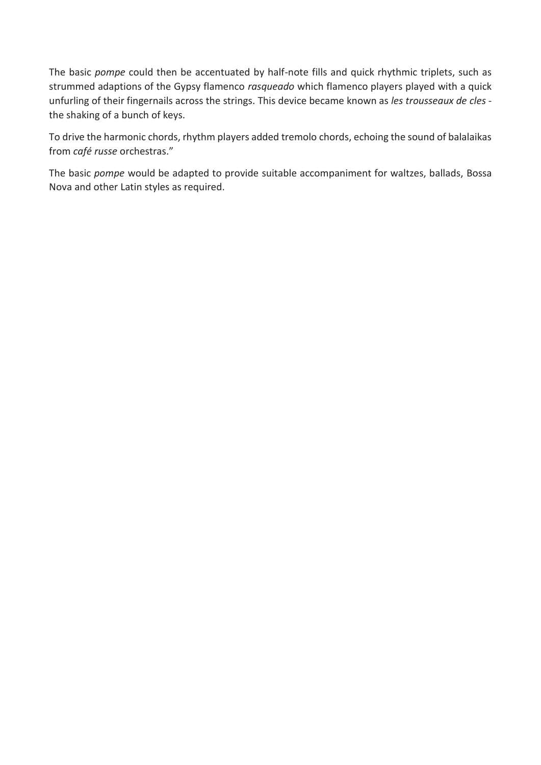The basic *pompe* could then be accentuated by half-note fills and quick rhythmic triplets, such as strummed adaptions of the Gypsy flamenco *rasqueado* which flamenco players played with a quick unfurling of their fingernails across the strings. This device became known as *les trousseaux de cles* - the shaking of a bunch of keys.

To drive the harmonic chords, rhythm players added tremolo chords, echoing the sound of balalaikas from *café russe* orchestras."

The basic *pompe* would be adapted to provide suitable accompaniment for waltzes, ballads, Bossa Nova and other Latin styles as required.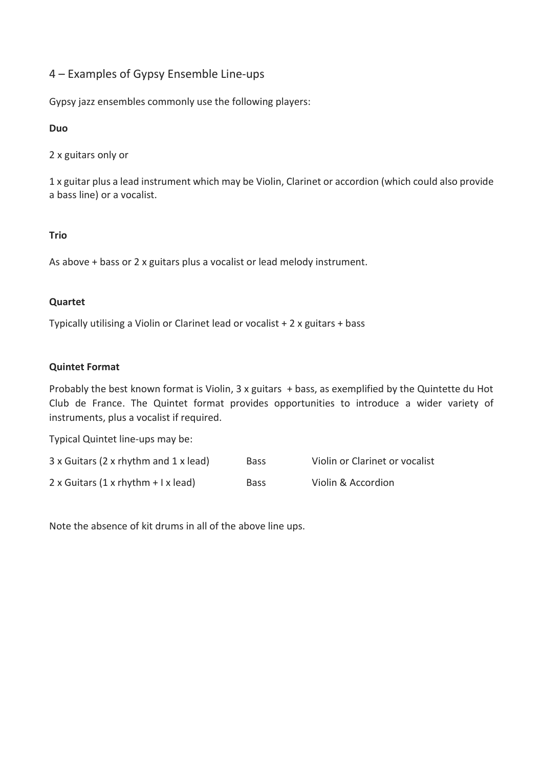## 4 – Examples of Gypsy Ensemble Line-ups

Gypsy jazz ensembles commonly use the following players:

**Duo**

2 x guitars only or

1 x guitar plus a lead instrument which may be Violin, Clarinet or accordion (which could also provide a bass line) or a vocalist.

**Trio**

As above + bass or 2 x guitars plus a vocalist or lead melody instrument.

**Quartet**

Typically utilising a Violin or Clarinet lead or vocalist + 2 x guitars + bass

**Quintet Format**

Probably the best known format is Violin, 3 x guitars + bass, as exemplified by the Quintette du Hot Club de France. The Quintet format provides opportunities to introduce a wider variety of instruments, plus a vocalist if required.

Typical Quintet line-ups may be:

| | | |
|---|---|---|
| 3 x Guitars (2 x rhythm and 1 x lead) | Bass | Violin or Clarinet or vocalist |
| 2 x Guitars (1 x rhythm + I x lead) | Bass | Violin & Accordion |

Note the absence of kit drums in all of the above line ups.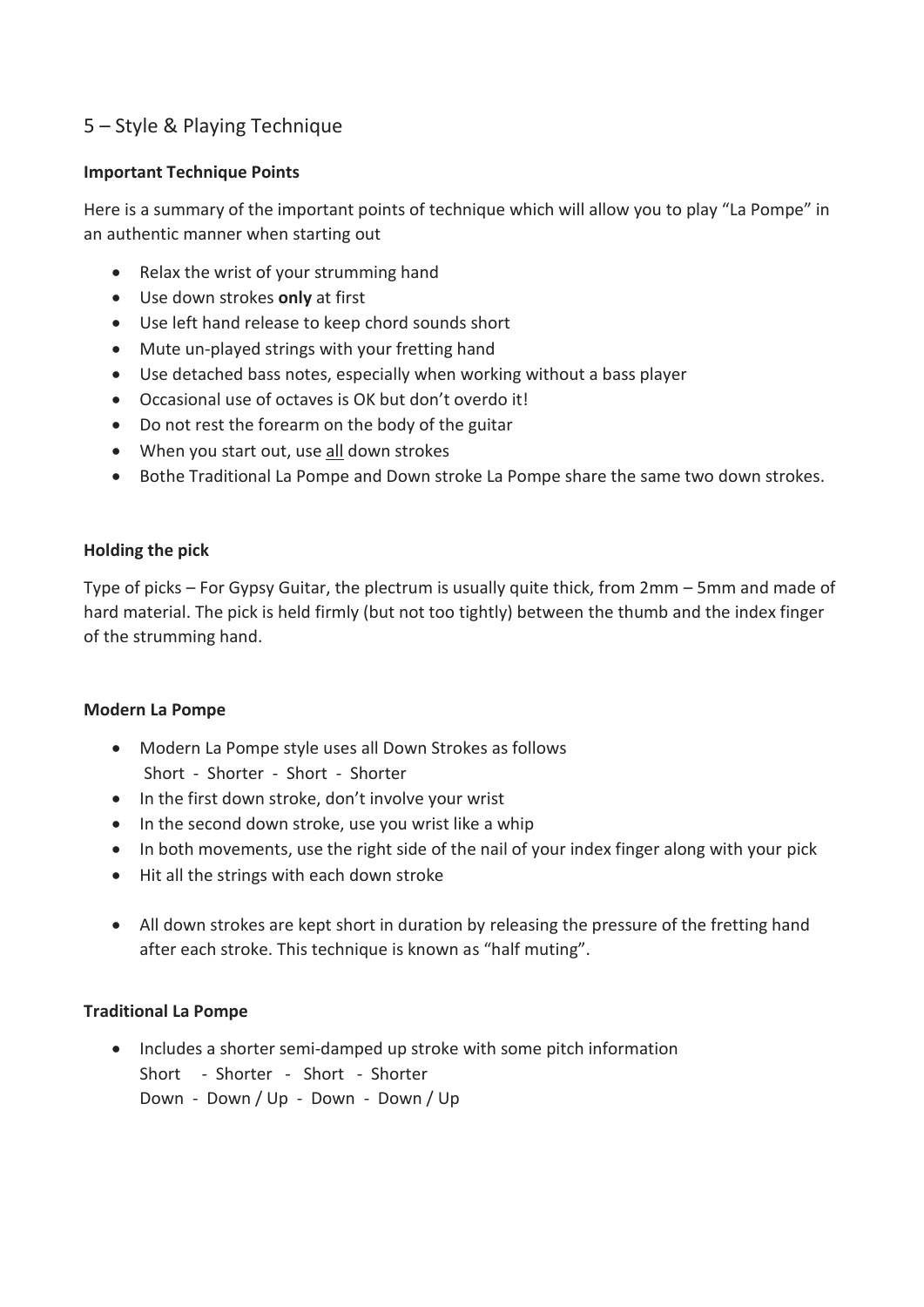## 5 – Style & Playing Technique

**Important Technique Points**

Here is a summary of the important points of technique which will allow you to play "La Pompe" in an authentic manner when starting out

- Relax the wrist of your strumming hand
- Use down strokes **only** at first
- Use left hand release to keep chord sounds short
- Mute un-played strings with your fretting hand
- Use detached bass notes, especially when working without a bass player
- Occasional use of octaves is OK but don't overdo it!
- Do not rest the forearm on the body of the guitar
- When you start out, use <u>all</u> down strokes
- Bothe Traditional La Pompe and Down stroke La Pompe share the same two down strokes.

**Holding the pick**

Type of picks – For Gypsy Guitar, the plectrum is usually quite thick, from 2mm – 5mm and made of hard material. The pick is held firmly (but not too tightly) between the thumb and the index finger of the strumming hand.

**Modern La Pompe**

- Modern La Pompe style uses all Down Strokes as follows
  Short - Shorter - Short - Shorter
- In the first down stroke, don't involve your wrist
- In the second down stroke, use you wrist like a whip
- In both movements, use the right side of the nail of your index finger along with your pick
- Hit all the strings with each down stroke

- All down strokes are kept short in duration by releasing the pressure of the fretting hand after each stroke. This technique is known as "half muting".

**Traditional La Pompe**

- Includes a shorter semi-damped up stroke with some pitch information
  Short - Shorter - Short - Shorter
  Down - Down / Up - Down - Down / Up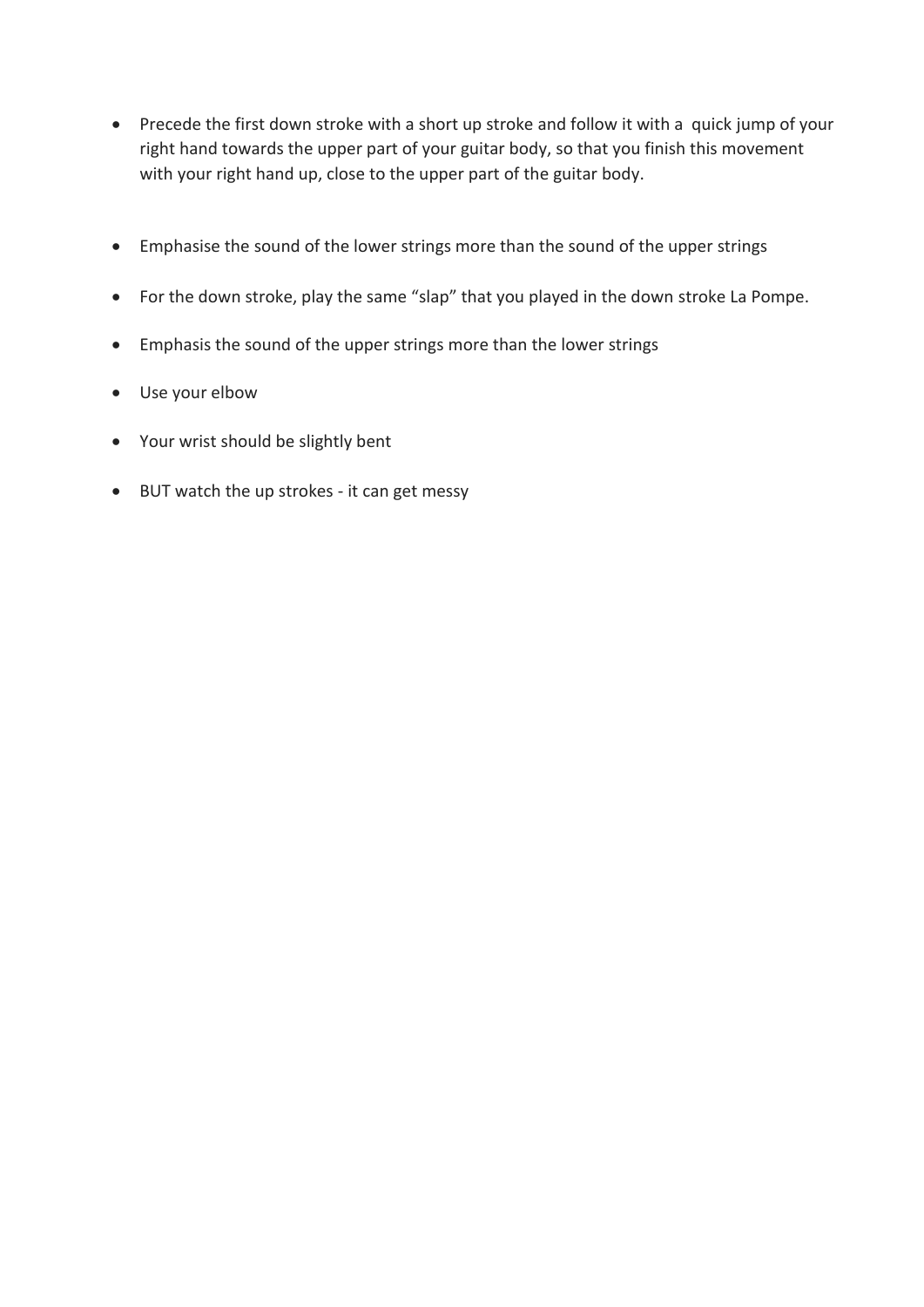- Precede the first down stroke with a short up stroke and follow it with a  quick jump of your right hand towards the upper part of your guitar body, so that you finish this movement with your right hand up, close to the upper part of the guitar body.

- Emphasise the sound of the lower strings more than the sound of the upper strings

- For the down stroke, play the same “slap” that you played in the down stroke La Pompe.

- Emphasis the sound of the upper strings more than the lower strings

- Use your elbow

- Your wrist should be slightly bent

- BUT watch the up strokes - it can get messy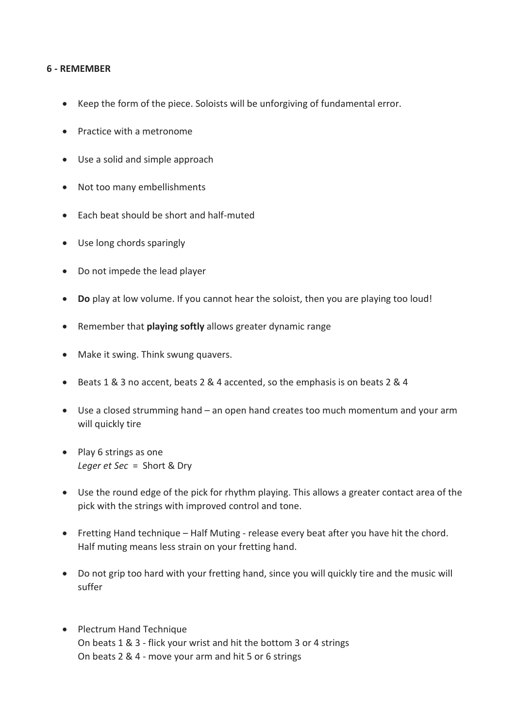**6 - REMEMBER**

- Keep the form of the piece. Soloists will be unforgiving of fundamental error.
- Practice with a metronome
- Use a solid and simple approach
- Not too many embellishments
- Each beat should be short and half-muted
- Use long chords sparingly
- Do not impede the lead player
- **Do** play at low volume. If you cannot hear the soloist, then you are playing too loud!
- Remember that **playing softly** allows greater dynamic range
- Make it swing. Think swung quavers.
- Beats 1 & 3 no accent, beats 2 & 4 accented, so the emphasis is on beats 2 & 4
- Use a closed strumming hand – an open hand creates too much momentum and your arm will quickly tire
- Play 6 strings as one
  *Leger et Sec* = Short & Dry
- Use the round edge of the pick for rhythm playing. This allows a greater contact area of the pick with the strings with improved control and tone.
- Fretting Hand technique – Half Muting - release every beat after you have hit the chord. Half muting means less strain on your fretting hand.
- Do not grip too hard with your fretting hand, since you will quickly tire and the music will suffer
- Plectrum Hand Technique
  On beats 1 & 3 - flick your wrist and hit the bottom 3 or 4 strings
  On beats 2 & 4 - move your arm and hit 5 or 6 strings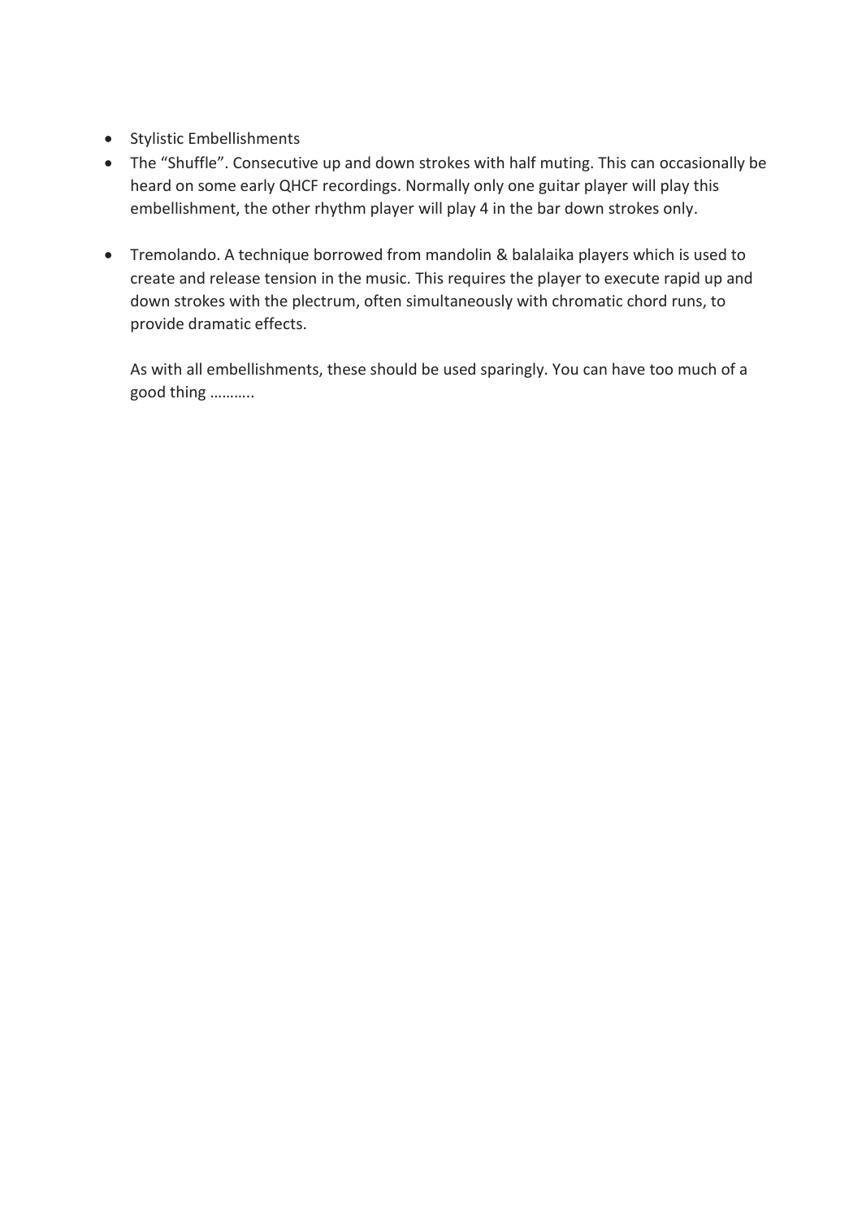- Stylistic Embellishments
- The "Shuffle". Consecutive up and down strokes with half muting. This can occasionally be heard on some early QHCF recordings. Normally only one guitar player will play this embellishment, the other rhythm player will play 4 in the bar down strokes only.

- Tremolando. A technique borrowed from mandolin & balalaika players which is used to create and release tension in the music. This requires the player to execute rapid up and down strokes with the plectrum, often simultaneously with chromatic chord runs, to provide dramatic effects.

  As with all embellishments, these should be used sparingly. You can have too much of a good thing ………..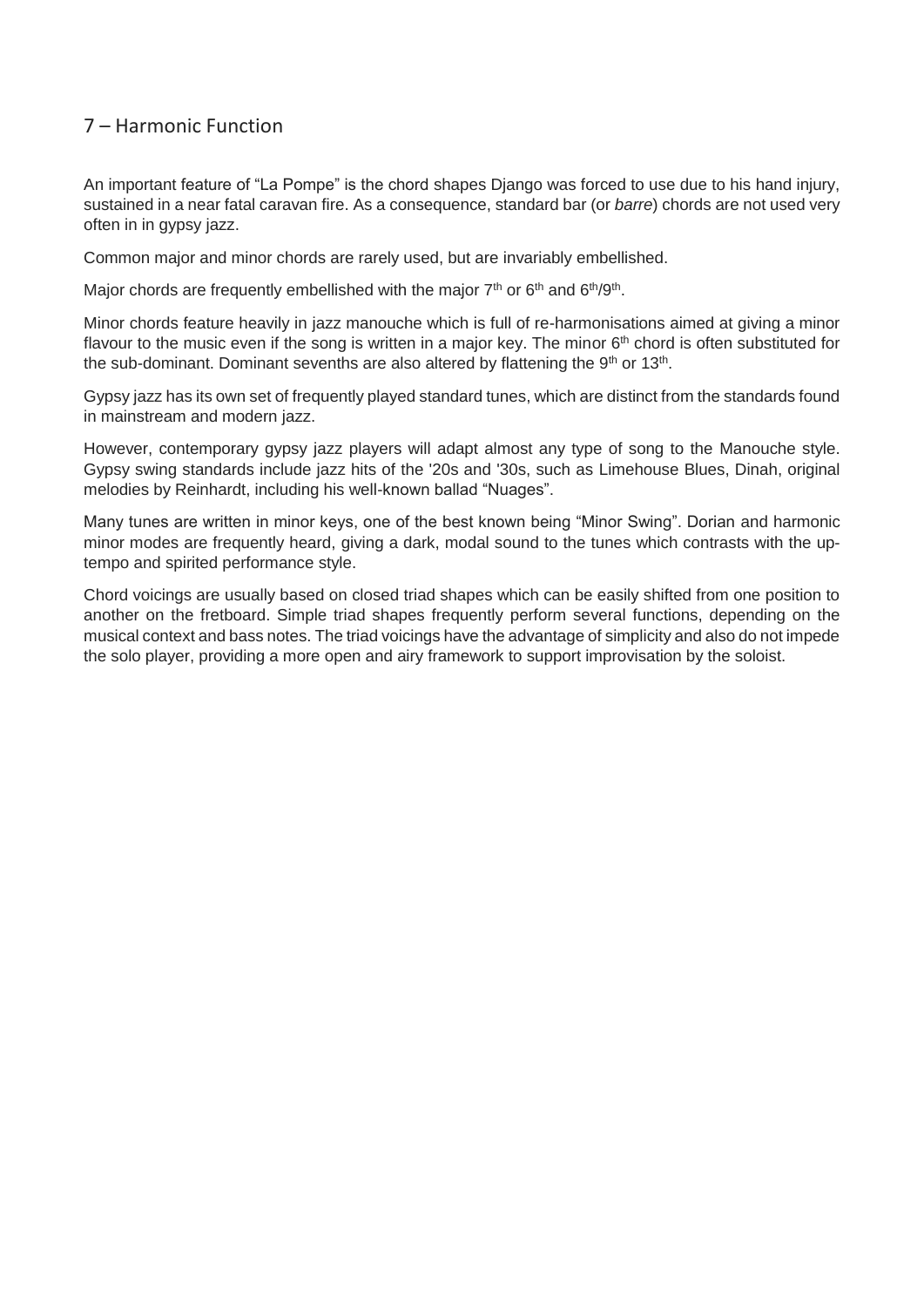## 7 – Harmonic Function

An important feature of "La Pompe" is the chord shapes Django was forced to use due to his hand injury, sustained in a near fatal caravan fire. As a consequence, standard bar (or *barre*) chords are not used very often in in gypsy jazz.

Common major and minor chords are rarely used, but are invariably embellished.

Major chords are frequently embellished with the major 7th or 6th and 6th/9th.

Minor chords feature heavily in jazz manouche which is full of re-harmonisations aimed at giving a minor flavour to the music even if the song is written in a major key. The minor 6th chord is often substituted for the sub-dominant. Dominant sevenths are also altered by flattening the 9th or 13th.

Gypsy jazz has its own set of frequently played standard tunes, which are distinct from the standards found in mainstream and modern jazz.

However, contemporary gypsy jazz players will adapt almost any type of song to the Manouche style. Gypsy swing standards include jazz hits of the '20s and '30s, such as Limehouse Blues, Dinah, original melodies by Reinhardt, including his well-known ballad "Nuages".

Many tunes are written in minor keys, one of the best known being "Minor Swing". Dorian and harmonic minor modes are frequently heard, giving a dark, modal sound to the tunes which contrasts with the up-tempo and spirited performance style.

Chord voicings are usually based on closed triad shapes which can be easily shifted from one position to another on the fretboard. Simple triad shapes frequently perform several functions, depending on the musical context and bass notes. The triad voicings have the advantage of simplicity and also do not impede the solo player, providing a more open and airy framework to support improvisation by the soloist.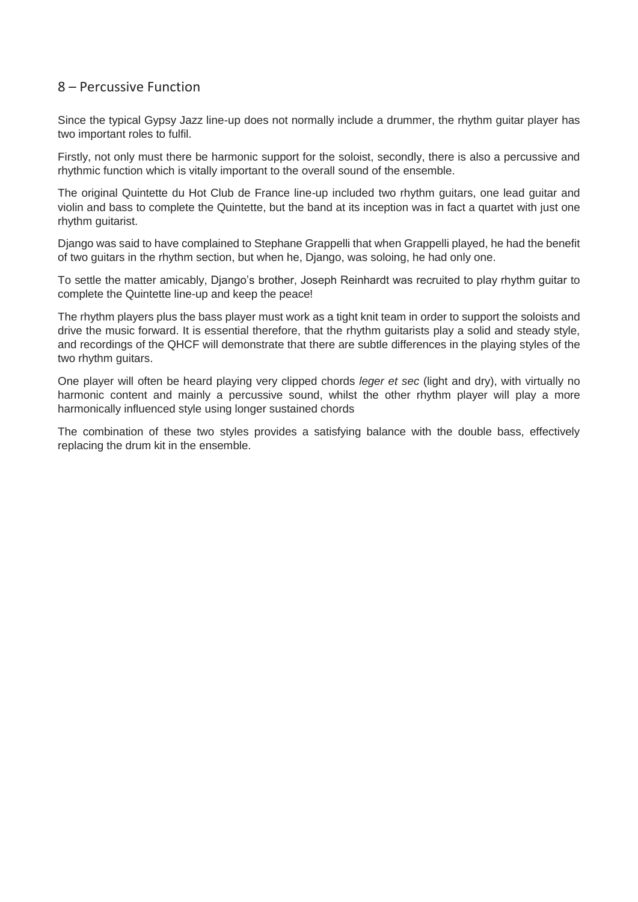## 8 – Percussive Function

Since the typical Gypsy Jazz line-up does not normally include a drummer, the rhythm guitar player has two important roles to fulfil.

Firstly, not only must there be harmonic support for the soloist, secondly, there is also a percussive and rhythmic function which is vitally important to the overall sound of the ensemble.

The original Quintette du Hot Club de France line-up included two rhythm guitars, one lead guitar and violin and bass to complete the Quintette, but the band at its inception was in fact a quartet with just one rhythm guitarist.

Django was said to have complained to Stephane Grappelli that when Grappelli played, he had the benefit of two guitars in the rhythm section, but when he, Django, was soloing, he had only one.

To settle the matter amicably, Django's brother, Joseph Reinhardt was recruited to play rhythm guitar to complete the Quintette line-up and keep the peace!

The rhythm players plus the bass player must work as a tight knit team in order to support the soloists and drive the music forward. It is essential therefore, that the rhythm guitarists play a solid and steady style, and recordings of the QHCF will demonstrate that there are subtle differences in the playing styles of the two rhythm guitars.

One player will often be heard playing very clipped chords *leger et sec* (light and dry), with virtually no harmonic content and mainly a percussive sound, whilst the other rhythm player will play a more harmonically influenced style using longer sustained chords

The combination of these two styles provides a satisfying balance with the double bass, effectively replacing the drum kit in the ensemble.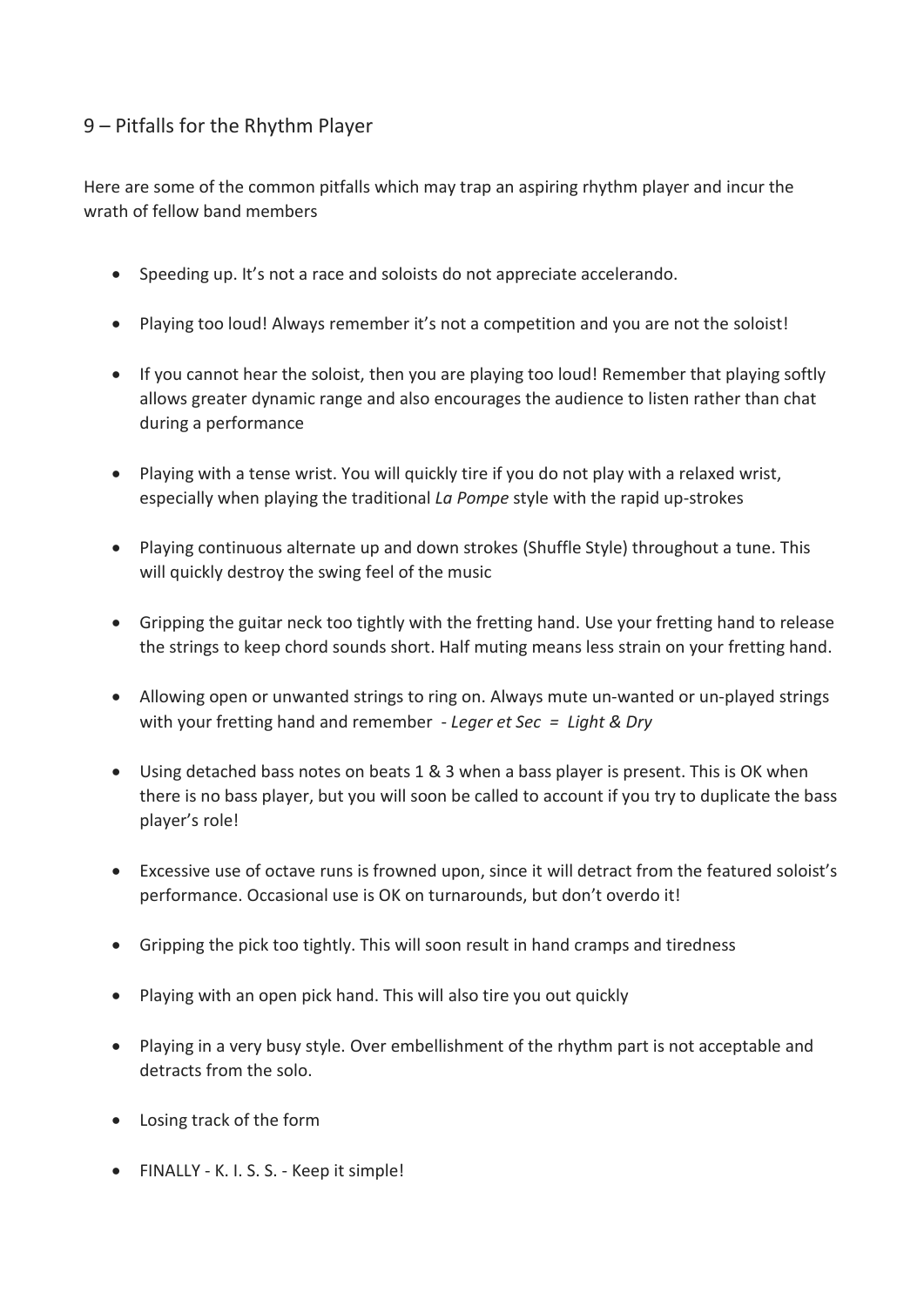## 9 – Pitfalls for the Rhythm Player

Here are some of the common pitfalls which may trap an aspiring rhythm player and incur the wrath of fellow band members

- Speeding up. It's not a race and soloists do not appreciate accelerando.
- Playing too loud! Always remember it's not a competition and you are not the soloist!
- If you cannot hear the soloist, then you are playing too loud! Remember that playing softly allows greater dynamic range and also encourages the audience to listen rather than chat during a performance
- Playing with a tense wrist. You will quickly tire if you do not play with a relaxed wrist, especially when playing the traditional *La Pompe* style with the rapid up-strokes
- Playing continuous alternate up and down strokes (Shuffle Style) throughout a tune. This will quickly destroy the swing feel of the music
- Gripping the guitar neck too tightly with the fretting hand. Use your fretting hand to release the strings to keep chord sounds short. Half muting means less strain on your fretting hand.
- Allowing open or unwanted strings to ring on. Always mute un-wanted or un-played strings with your fretting hand and remember - *Leger et Sec = Light & Dry*
- Using detached bass notes on beats 1 & 3 when a bass player is present. This is OK when there is no bass player, but you will soon be called to account if you try to duplicate the bass player's role!
- Excessive use of octave runs is frowned upon, since it will detract from the featured soloist's performance. Occasional use is OK on turnarounds, but don't overdo it!
- Gripping the pick too tightly. This will soon result in hand cramps and tiredness
- Playing with an open pick hand. This will also tire you out quickly
- Playing in a very busy style. Over embellishment of the rhythm part is not acceptable and detracts from the solo.
- Losing track of the form
- FINALLY - K. I. S. S. - Keep it simple!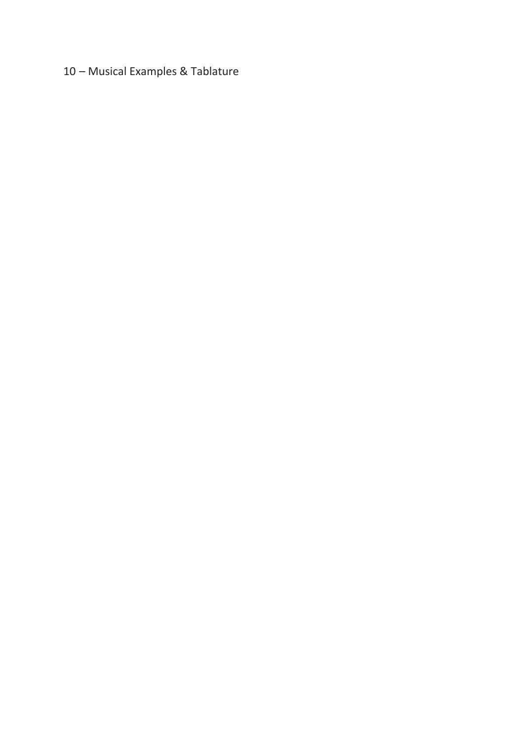# 10 – Musical Examples & Tablature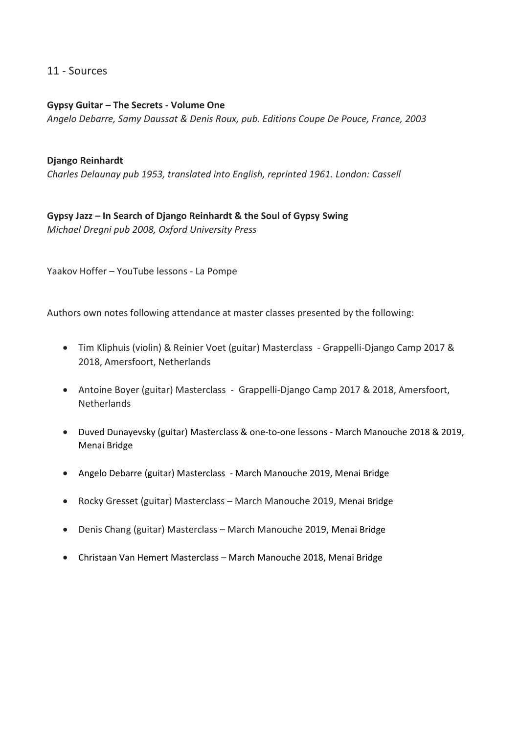# 11 - Sources

**Gypsy Guitar – The Secrets - Volume One**
*Angelo Debarre, Samy Daussat & Denis Roux, pub. Editions Coupe De Pouce, France, 2003*

**Django Reinhardt**
*Charles Delaunay pub 1953, translated into English, reprinted 1961. London: Cassell*

**Gypsy Jazz – In Search of Django Reinhardt & the Soul of Gypsy Swing**
*Michael Dregni pub 2008, Oxford University Press*

Yaakov Hoffer – YouTube lessons - La Pompe

Authors own notes following attendance at master classes presented by the following:

- Tim Kliphuis (violin) & Reinier Voet (guitar) Masterclass - Grappelli-Django Camp 2017 & 2018, Amersfoort, Netherlands
- Antoine Boyer (guitar) Masterclass - Grappelli-Django Camp 2017 & 2018, Amersfoort, Netherlands
- Duved Dunayevsky (guitar) Masterclass & one-to-one lessons - March Manouche 2018 & 2019, Menai Bridge
- Angelo Debarre (guitar) Masterclass - March Manouche 2019, Menai Bridge
- Rocky Gresset (guitar) Masterclass – March Manouche 2019, Menai Bridge
- Denis Chang (guitar) Masterclass – March Manouche 2019, Menai Bridge
- Christaan Van Hemert Masterclass – March Manouche 2018, Menai Bridge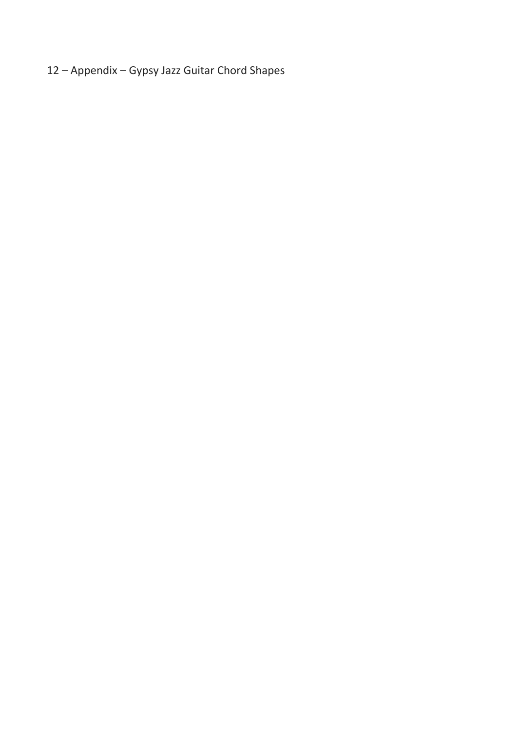# 12 – Appendix – Gypsy Jazz Guitar Chord Shapes